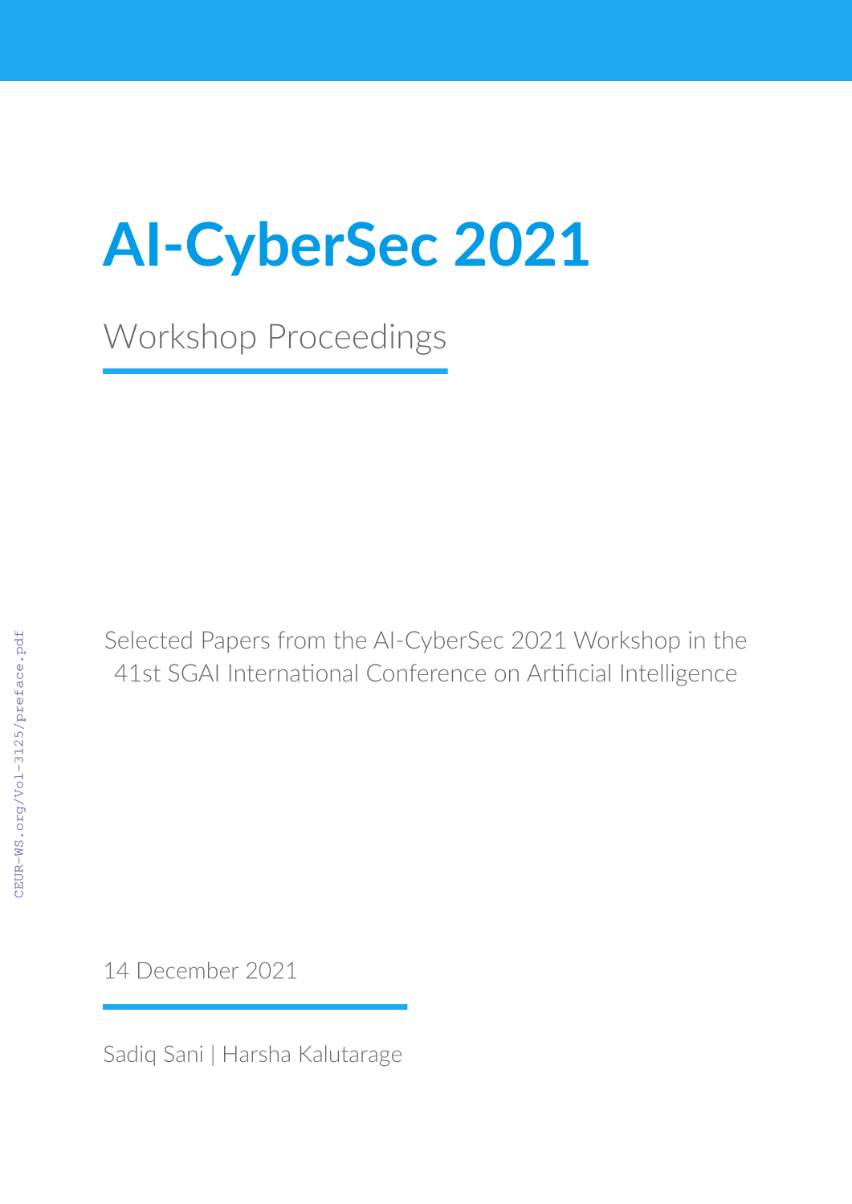# AI-CyberSec 2021

Workshop Proceedings

Selected Papers from the AI-CyberSec 2021 Workshop in the 41st SGAI International Conference on Artificial Intelligence

14 December 2021

Sadiq Sani | Harsha Kalutarage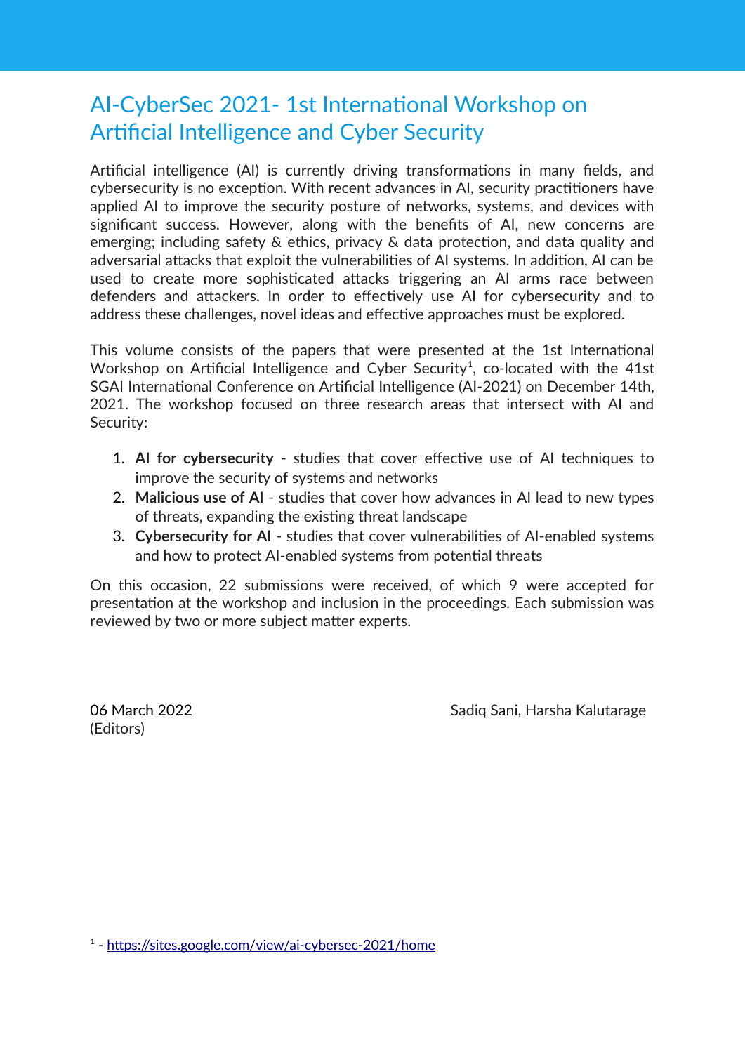# AI-CyberSec 2021- 1st International Workshop on Artificial Intelligence and Cyber Security

Artificial intelligence (AI) is currently driving transformations in many fields, and cybersecurity is no exception. With recent advances in AI, security practitioners have applied AI to improve the security posture of networks, systems, and devices with significant success. However, along with the benefits of AI, new concerns are emerging; including safety & ethics, privacy & data protection, and data quality and adversarial attacks that exploit the vulnerabilities of AI systems. In addition, AI can be used to create more sophisticated attacks triggering an AI arms race between defenders and attackers. In order to effectively use AI for cybersecurity and to address these challenges, novel ideas and effective approaches must be explored.

This volume consists of the papers that were presented at the 1st International Workshop on Artificial Intelligence and Cyber Security[1], co-located with the 41st SGAI International Conference on Artificial Intelligence (AI-2021) on December 14th, 2021. The workshop focused on three research areas that intersect with AI and Security:

1. **AI for cybersecurity** - studies that cover effective use of AI techniques to improve the security of systems and networks
2. **Malicious use of AI** - studies that cover how advances in AI lead to new types of threats, expanding the existing threat landscape
3. **Cybersecurity for AI** - studies that cover vulnerabilities of AI-enabled systems and how to protect AI-enabled systems from potential threats

On this occasion, 22 submissions were received, of which 9 were accepted for presentation at the workshop and inclusion in the proceedings. Each submission was reviewed by two or more subject matter experts.

06 March 2022
(Editors)

Sadiq Sani, Harsha Kalutarage

[1] - https://sites.google.com/view/ai-cybersec-2021/home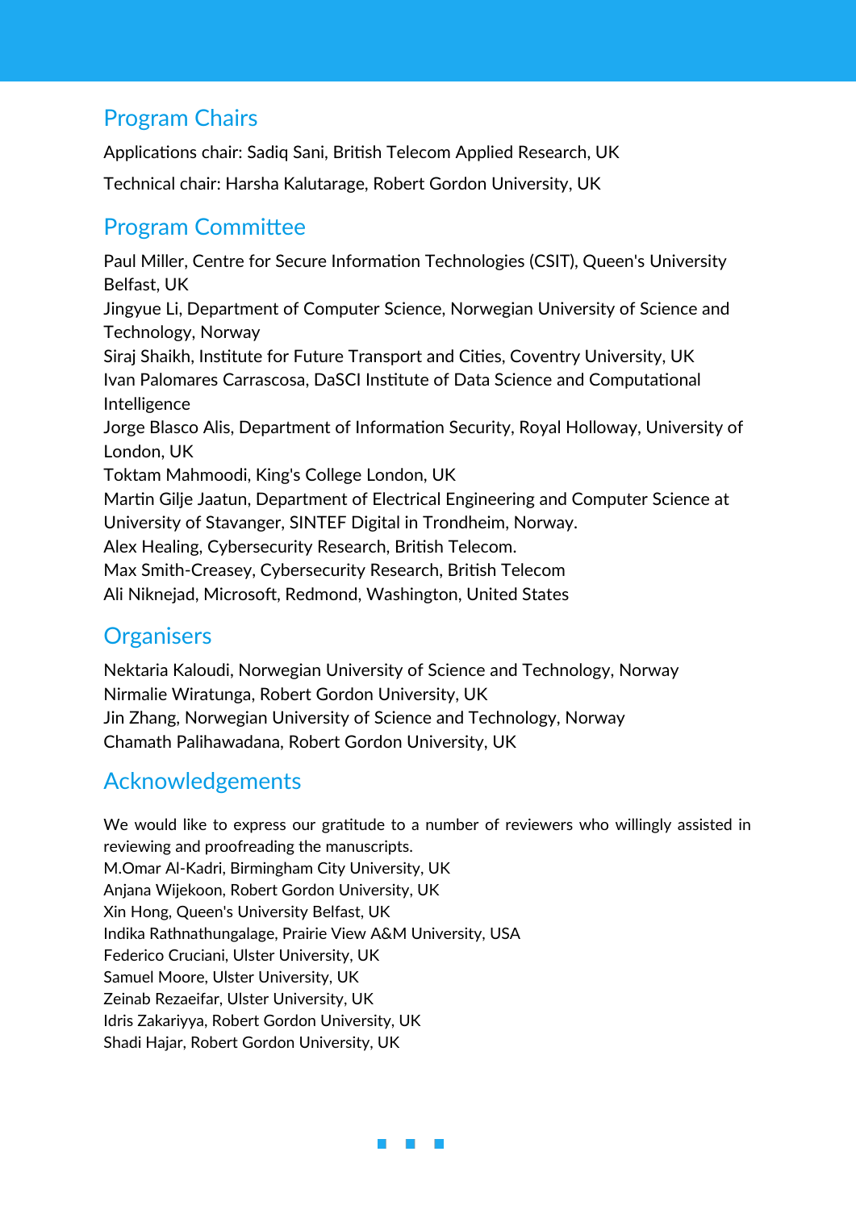## Program Chairs

Applications chair: Sadiq Sani, British Telecom Applied Research, UK

Technical chair: Harsha Kalutarage, Robert Gordon University, UK

## Program Committee

Paul Miller, Centre for Secure Information Technologies (CSIT), Queen's University Belfast, UK
Jingyue Li, Department of Computer Science, Norwegian University of Science and Technology, Norway
Siraj Shaikh, Institute for Future Transport and Cities, Coventry University, UK
Ivan Palomares Carrascosa, DaSCI Institute of Data Science and Computational Intelligence
Jorge Blasco Alis, Department of Information Security, Royal Holloway, University of London, UK
Toktam Mahmoodi, King's College London, UK
Martin Gilje Jaatun, Department of Electrical Engineering and Computer Science at University of Stavanger, SINTEF Digital in Trondheim, Norway.
Alex Healing, Cybersecurity Research, British Telecom.
Max Smith-Creasey, Cybersecurity Research, British Telecom
Ali Niknejad, Microsoft, Redmond, Washington, United States

## Organisers

Nektaria Kaloudi, Norwegian University of Science and Technology, Norway
Nirmalie Wiratunga, Robert Gordon University, UK
Jin Zhang, Norwegian University of Science and Technology, Norway
Chamath Palihawadana, Robert Gordon University, UK

## Acknowledgements

We would like to express our gratitude to a number of reviewers who willingly assisted in reviewing and proofreading the manuscripts.
M.Omar Al-Kadri, Birmingham City University, UK
Anjana Wijekoon, Robert Gordon University, UK
Xin Hong, Queen's University Belfast, UK
Indika Rathnathungalage, Prairie View A&M University, USA
Federico Cruciani, Ulster University, UK
Samuel Moore, Ulster University, UK
Zeinab Rezaeifar, Ulster University, UK
Idris Zakariyya, Robert Gordon University, UK
Shadi Hajar, Robert Gordon University, UK